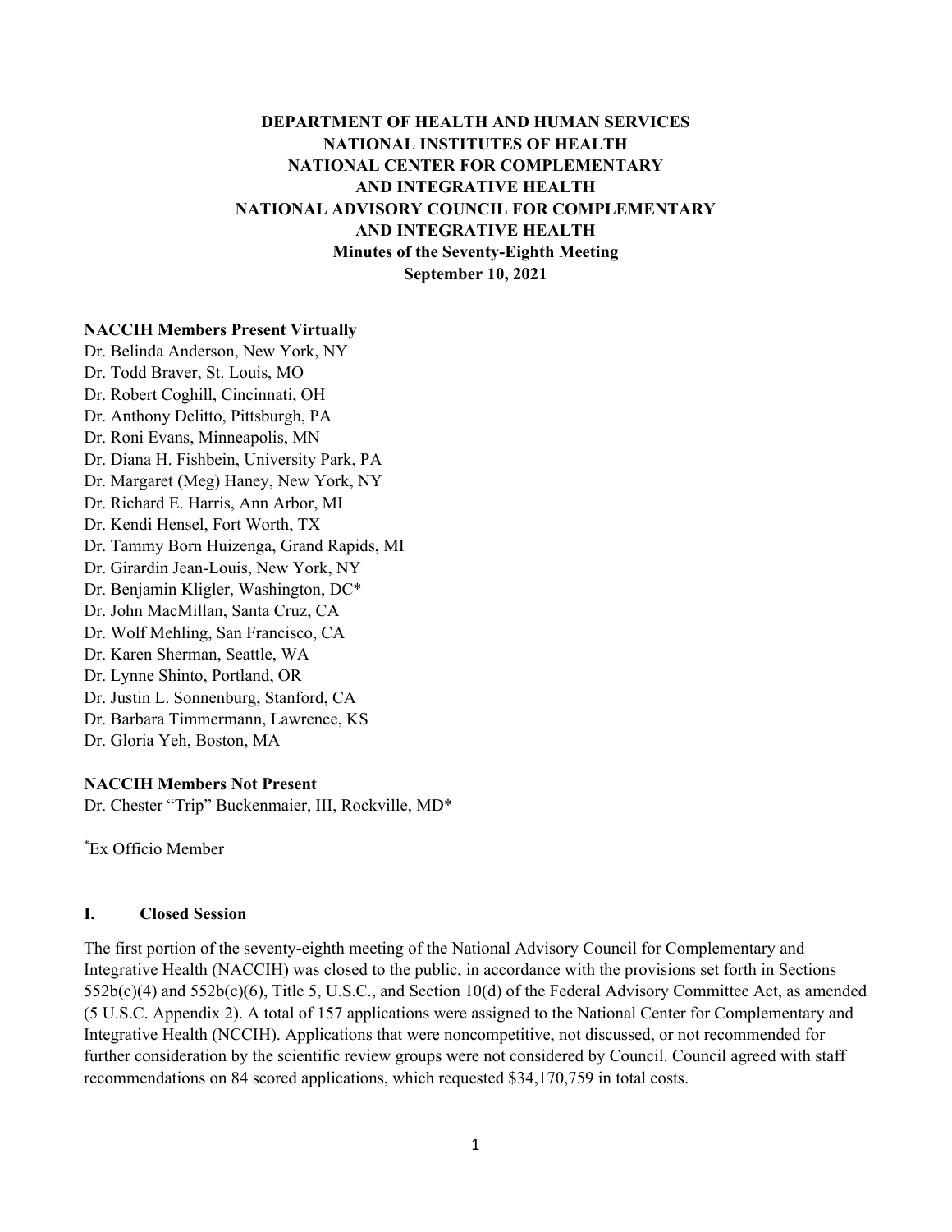**DEPARTMENT OF HEALTH AND HUMAN SERVICES**
**NATIONAL INSTITUTES OF HEALTH**
**NATIONAL CENTER FOR COMPLEMENTARY AND INTEGRATIVE HEALTH**
**NATIONAL ADVISORY COUNCIL FOR COMPLEMENTARY AND INTEGRATIVE HEALTH**
**Minutes of the Seventy-Eighth Meeting**
**September 10, 2021**

**NACCIH Members Present Virtually**

Dr. Belinda Anderson, New York, NY
Dr. Todd Braver, St. Louis, MO
Dr. Robert Coghill, Cincinnati, OH
Dr. Anthony Delitto, Pittsburgh, PA
Dr. Roni Evans, Minneapolis, MN
Dr. Diana H. Fishbein, University Park, PA
Dr. Margaret (Meg) Haney, New York, NY
Dr. Richard E. Harris, Ann Arbor, MI
Dr. Kendi Hensel, Fort Worth, TX
Dr. Tammy Born Huizenga, Grand Rapids, MI
Dr. Girardin Jean-Louis, New York, NY
Dr. Benjamin Kligler, Washington, DC*
Dr. John MacMillan, Santa Cruz, CA
Dr. Wolf Mehling, San Francisco, CA
Dr. Karen Sherman, Seattle, WA
Dr. Lynne Shinto, Portland, OR
Dr. Justin L. Sonnenburg, Stanford, CA
Dr. Barbara Timmermann, Lawrence, KS
Dr. Gloria Yeh, Boston, MA

**NACCIH Members Not Present**

Dr. Chester "Trip" Buckenmaier, III, Rockville, MD*

*Ex Officio Member

## I. Closed Session

The first portion of the seventy-eighth meeting of the National Advisory Council for Complementary and Integrative Health (NACCIH) was closed to the public, in accordance with the provisions set forth in Sections 552b(c)(4) and 552b(c)(6), Title 5, U.S.C., and Section 10(d) of the Federal Advisory Committee Act, as amended (5 U.S.C. Appendix 2). A total of 157 applications were assigned to the National Center for Complementary and Integrative Health (NCCIH). Applications that were noncompetitive, not discussed, or not recommended for further consideration by the scientific review groups were not considered by Council. Council agreed with staff recommendations on 84 scored applications, which requested $34,170,759 in total costs.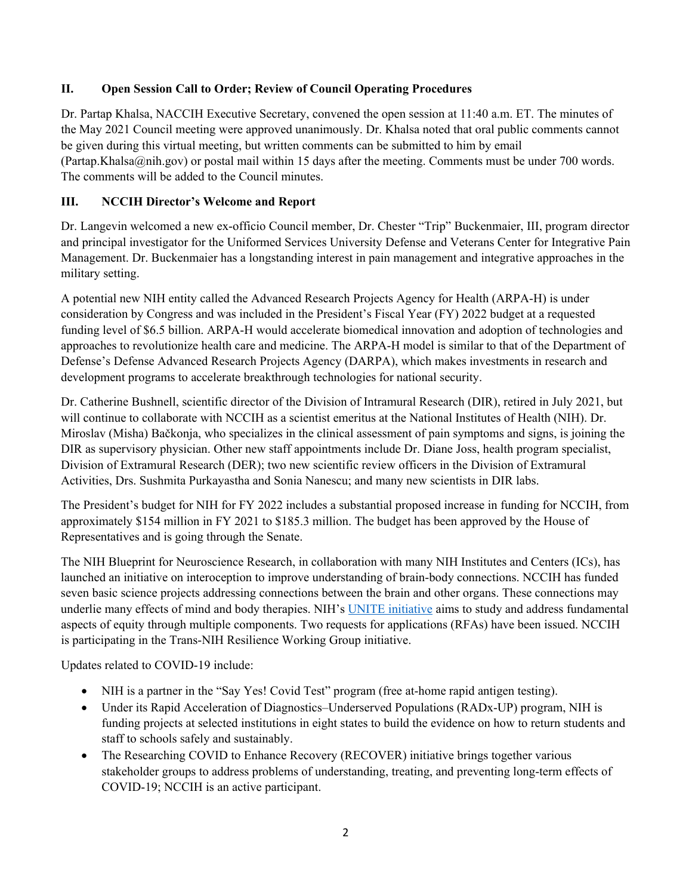## II. Open Session Call to Order; Review of Council Operating Procedures

Dr. Partap Khalsa, NACCIH Executive Secretary, convened the open session at 11:40 a.m. ET. The minutes of the May 2021 Council meeting were approved unanimously. Dr. Khalsa noted that oral public comments cannot be given during this virtual meeting, but written comments can be submitted to him by email (Partap.Khalsa@nih.gov) or postal mail within 15 days after the meeting. Comments must be under 700 words. The comments will be added to the Council minutes.

## III. NCCIH Director's Welcome and Report

Dr. Langevin welcomed a new ex-officio Council member, Dr. Chester "Trip" Buckenmaier, III, program director and principal investigator for the Uniformed Services University Defense and Veterans Center for Integrative Pain Management. Dr. Buckenmaier has a longstanding interest in pain management and integrative approaches in the military setting.

A potential new NIH entity called the Advanced Research Projects Agency for Health (ARPA-H) is under consideration by Congress and was included in the President's Fiscal Year (FY) 2022 budget at a requested funding level of $6.5 billion. ARPA-H would accelerate biomedical innovation and adoption of technologies and approaches to revolutionize health care and medicine. The ARPA-H model is similar to that of the Department of Defense's Defense Advanced Research Projects Agency (DARPA), which makes investments in research and development programs to accelerate breakthrough technologies for national security.

Dr. Catherine Bushnell, scientific director of the Division of Intramural Research (DIR), retired in July 2021, but will continue to collaborate with NCCIH as a scientist emeritus at the National Institutes of Health (NIH). Dr. Miroslav (Misha) Bačkonja, who specializes in the clinical assessment of pain symptoms and signs, is joining the DIR as supervisory physician. Other new staff appointments include Dr. Diane Joss, health program specialist, Division of Extramural Research (DER); two new scientific review officers in the Division of Extramural Activities, Drs. Sushmita Purkayastha and Sonia Nanescu; and many new scientists in DIR labs.

The President's budget for NIH for FY 2022 includes a substantial proposed increase in funding for NCCIH, from approximately $154 million in FY 2021 to $185.3 million. The budget has been approved by the House of Representatives and is going through the Senate.

The NIH Blueprint for Neuroscience Research, in collaboration with many NIH Institutes and Centers (ICs), has launched an initiative on interoception to improve understanding of brain-body connections. NCCIH has funded seven basic science projects addressing connections between the brain and other organs. These connections may underlie many effects of mind and body therapies. NIH's UNITE initiative aims to study and address fundamental aspects of equity through multiple components. Two requests for applications (RFAs) have been issued. NCCIH is participating in the Trans-NIH Resilience Working Group initiative.

Updates related to COVID-19 include:

- NIH is a partner in the "Say Yes! Covid Test" program (free at-home rapid antigen testing).
- Under its Rapid Acceleration of Diagnostics–Underserved Populations (RADx-UP) program, NIH is funding projects at selected institutions in eight states to build the evidence on how to return students and staff to schools safely and sustainably.
- The Researching COVID to Enhance Recovery (RECOVER) initiative brings together various stakeholder groups to address problems of understanding, treating, and preventing long-term effects of COVID-19; NCCIH is an active participant.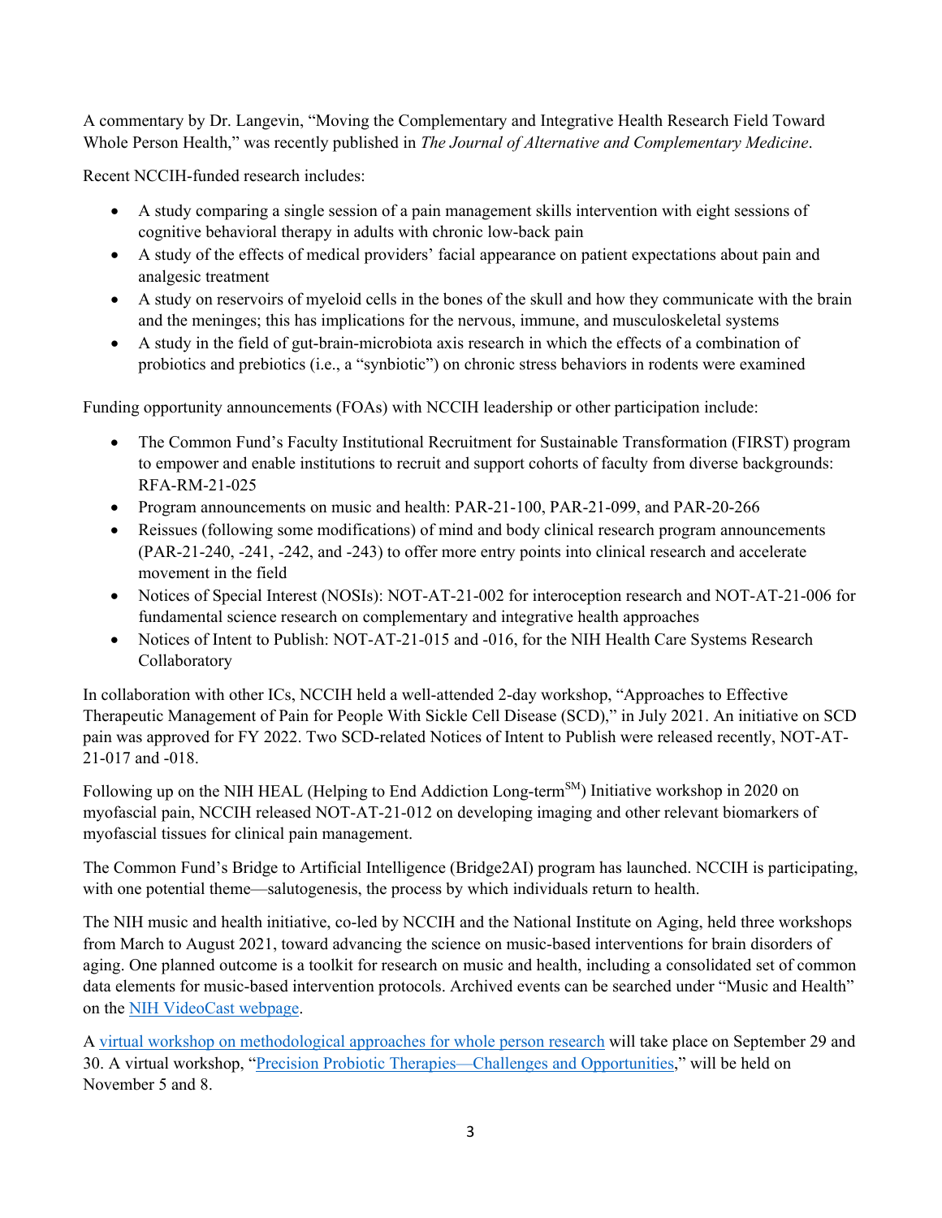A commentary by Dr. Langevin, "Moving the Complementary and Integrative Health Research Field Toward Whole Person Health," was recently published in *The Journal of Alternative and Complementary Medicine*.

Recent NCCIH-funded research includes:

- A study comparing a single session of a pain management skills intervention with eight sessions of cognitive behavioral therapy in adults with chronic low-back pain
- A study of the effects of medical providers' facial appearance on patient expectations about pain and analgesic treatment
- A study on reservoirs of myeloid cells in the bones of the skull and how they communicate with the brain and the meninges; this has implications for the nervous, immune, and musculoskeletal systems
- A study in the field of gut-brain-microbiota axis research in which the effects of a combination of probiotics and prebiotics (i.e., a "synbiotic") on chronic stress behaviors in rodents were examined

Funding opportunity announcements (FOAs) with NCCIH leadership or other participation include:

- The Common Fund's Faculty Institutional Recruitment for Sustainable Transformation (FIRST) program to empower and enable institutions to recruit and support cohorts of faculty from diverse backgrounds: RFA-RM-21-025
- Program announcements on music and health: PAR-21-100, PAR-21-099, and PAR-20-266
- Reissues (following some modifications) of mind and body clinical research program announcements (PAR-21-240, -241, -242, and -243) to offer more entry points into clinical research and accelerate movement in the field
- Notices of Special Interest (NOSIs): NOT-AT-21-002 for interoception research and NOT-AT-21-006 for fundamental science research on complementary and integrative health approaches
- Notices of Intent to Publish: NOT-AT-21-015 and -016, for the NIH Health Care Systems Research Collaboratory

In collaboration with other ICs, NCCIH held a well-attended 2-day workshop, "Approaches to Effective Therapeutic Management of Pain for People With Sickle Cell Disease (SCD)," in July 2021. An initiative on SCD pain was approved for FY 2022. Two SCD-related Notices of Intent to Publish were released recently, NOT-AT-21-017 and -018.

Following up on the NIH HEAL (Helping to End Addiction Long-term℠) Initiative workshop in 2020 on myofascial pain, NCCIH released NOT-AT-21-012 on developing imaging and other relevant biomarkers of myofascial tissues for clinical pain management.

The Common Fund's Bridge to Artificial Intelligence (Bridge2AI) program has launched. NCCIH is participating, with one potential theme—salutogenesis, the process by which individuals return to health.

The NIH music and health initiative, co-led by NCCIH and the National Institute on Aging, held three workshops from March to August 2021, toward advancing the science on music-based interventions for brain disorders of aging. One planned outcome is a toolkit for research on music and health, including a consolidated set of common data elements for music-based intervention protocols. Archived events can be searched under "Music and Health" on the [NIH VideoCast webpage](NIH VideoCast webpage).

A [virtual workshop on methodological approaches for whole person research](virtual workshop on methodological approaches for whole person research) will take place on September 29 and 30. A virtual workshop, "[Precision Probiotic Therapies—Challenges and Opportunities](Precision Probiotic Therapies—Challenges and Opportunities)," will be held on November 5 and 8.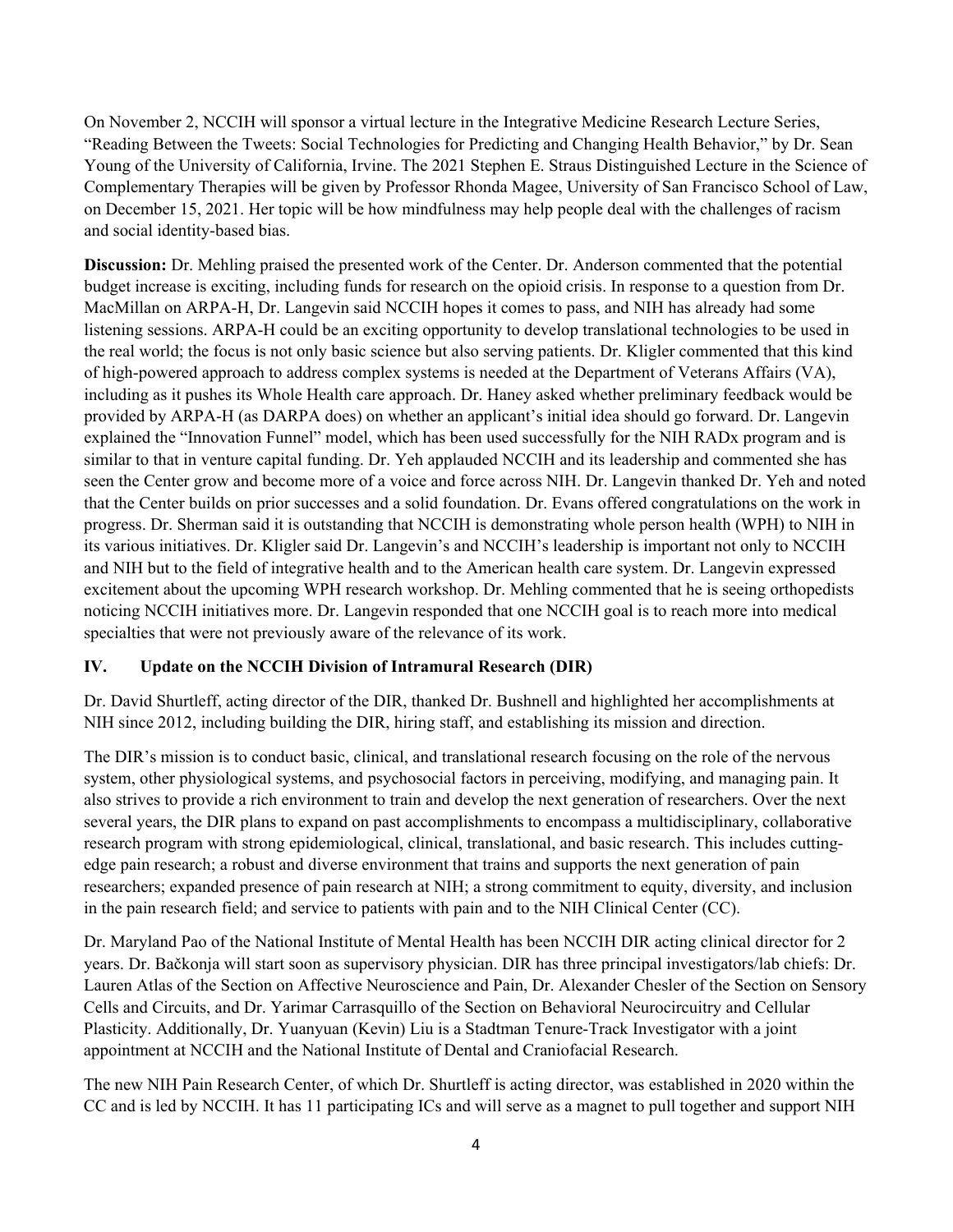On November 2, NCCIH will sponsor a virtual lecture in the Integrative Medicine Research Lecture Series, "Reading Between the Tweets: Social Technologies for Predicting and Changing Health Behavior," by Dr. Sean Young of the University of California, Irvine. The 2021 Stephen E. Straus Distinguished Lecture in the Science of Complementary Therapies will be given by Professor Rhonda Magee, University of San Francisco School of Law, on December 15, 2021. Her topic will be how mindfulness may help people deal with the challenges of racism and social identity-based bias.

**Discussion:** Dr. Mehling praised the presented work of the Center. Dr. Anderson commented that the potential budget increase is exciting, including funds for research on the opioid crisis. In response to a question from Dr. MacMillan on ARPA-H, Dr. Langevin said NCCIH hopes it comes to pass, and NIH has already had some listening sessions. ARPA-H could be an exciting opportunity to develop translational technologies to be used in the real world; the focus is not only basic science but also serving patients. Dr. Kligler commented that this kind of high-powered approach to address complex systems is needed at the Department of Veterans Affairs (VA), including as it pushes its Whole Health care approach. Dr. Haney asked whether preliminary feedback would be provided by ARPA-H (as DARPA does) on whether an applicant's initial idea should go forward. Dr. Langevin explained the "Innovation Funnel" model, which has been used successfully for the NIH RADx program and is similar to that in venture capital funding. Dr. Yeh applauded NCCIH and its leadership and commented she has seen the Center grow and become more of a voice and force across NIH. Dr. Langevin thanked Dr. Yeh and noted that the Center builds on prior successes and a solid foundation. Dr. Evans offered congratulations on the work in progress. Dr. Sherman said it is outstanding that NCCIH is demonstrating whole person health (WPH) to NIH in its various initiatives. Dr. Kligler said Dr. Langevin's and NCCIH's leadership is important not only to NCCIH and NIH but to the field of integrative health and to the American health care system. Dr. Langevin expressed excitement about the upcoming WPH research workshop. Dr. Mehling commented that he is seeing orthopedists noticing NCCIH initiatives more. Dr. Langevin responded that one NCCIH goal is to reach more into medical specialties that were not previously aware of the relevance of its work.

## IV. Update on the NCCIH Division of Intramural Research (DIR)

Dr. David Shurtleff, acting director of the DIR, thanked Dr. Bushnell and highlighted her accomplishments at NIH since 2012, including building the DIR, hiring staff, and establishing its mission and direction.

The DIR's mission is to conduct basic, clinical, and translational research focusing on the role of the nervous system, other physiological systems, and psychosocial factors in perceiving, modifying, and managing pain. It also strives to provide a rich environment to train and develop the next generation of researchers. Over the next several years, the DIR plans to expand on past accomplishments to encompass a multidisciplinary, collaborative research program with strong epidemiological, clinical, translational, and basic research. This includes cutting-edge pain research; a robust and diverse environment that trains and supports the next generation of pain researchers; expanded presence of pain research at NIH; a strong commitment to equity, diversity, and inclusion in the pain research field; and service to patients with pain and to the NIH Clinical Center (CC).

Dr. Maryland Pao of the National Institute of Mental Health has been NCCIH DIR acting clinical director for 2 years. Dr. Bačkonja will start soon as supervisory physician. DIR has three principal investigators/lab chiefs: Dr. Lauren Atlas of the Section on Affective Neuroscience and Pain, Dr. Alexander Chesler of the Section on Sensory Cells and Circuits, and Dr. Yarimar Carrasquillo of the Section on Behavioral Neurocircuitry and Cellular Plasticity. Additionally, Dr. Yuanyuan (Kevin) Liu is a Stadtman Tenure-Track Investigator with a joint appointment at NCCIH and the National Institute of Dental and Craniofacial Research.

The new NIH Pain Research Center, of which Dr. Shurtleff is acting director, was established in 2020 within the CC and is led by NCCIH. It has 11 participating ICs and will serve as a magnet to pull together and support NIH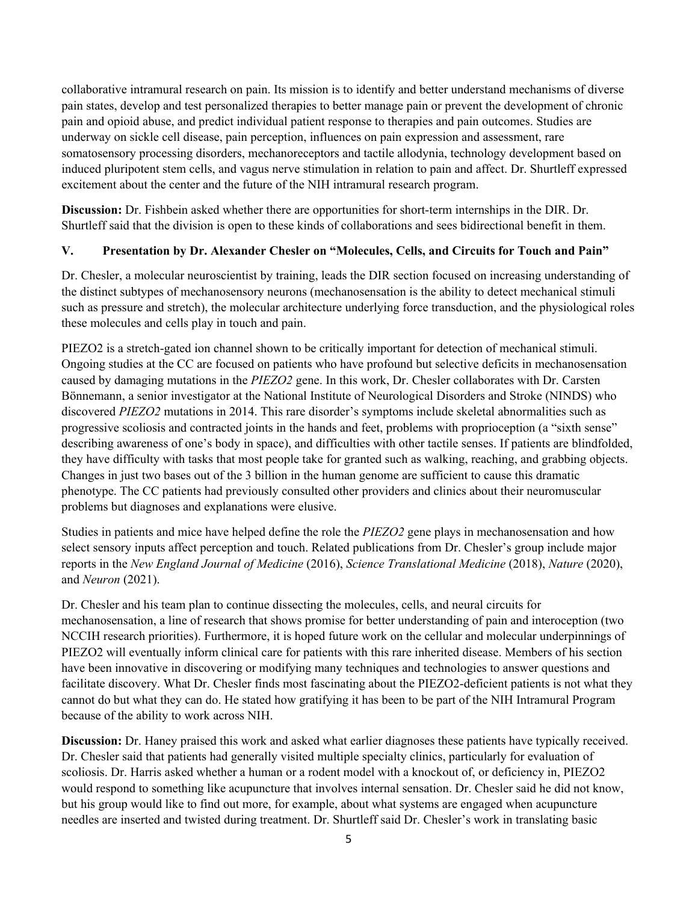collaborative intramural research on pain. Its mission is to identify and better understand mechanisms of diverse pain states, develop and test personalized therapies to better manage pain or prevent the development of chronic pain and opioid abuse, and predict individual patient response to therapies and pain outcomes. Studies are underway on sickle cell disease, pain perception, influences on pain expression and assessment, rare somatosensory processing disorders, mechanoreceptors and tactile allodynia, technology development based on induced pluripotent stem cells, and vagus nerve stimulation in relation to pain and affect. Dr. Shurtleff expressed excitement about the center and the future of the NIH intramural research program.

**Discussion:** Dr. Fishbein asked whether there are opportunities for short-term internships in the DIR. Dr. Shurtleff said that the division is open to these kinds of collaborations and sees bidirectional benefit in them.

## V. Presentation by Dr. Alexander Chesler on "Molecules, Cells, and Circuits for Touch and Pain"

Dr. Chesler, a molecular neuroscientist by training, leads the DIR section focused on increasing understanding of the distinct subtypes of mechanosensory neurons (mechanosensation is the ability to detect mechanical stimuli such as pressure and stretch), the molecular architecture underlying force transduction, and the physiological roles these molecules and cells play in touch and pain.

PIEZO2 is a stretch-gated ion channel shown to be critically important for detection of mechanical stimuli. Ongoing studies at the CC are focused on patients who have profound but selective deficits in mechanosensation caused by damaging mutations in the *PIEZO2* gene. In this work, Dr. Chesler collaborates with Dr. Carsten Bönnemann, a senior investigator at the National Institute of Neurological Disorders and Stroke (NINDS) who discovered *PIEZO2* mutations in 2014. This rare disorder's symptoms include skeletal abnormalities such as progressive scoliosis and contracted joints in the hands and feet, problems with proprioception (a "sixth sense" describing awareness of one's body in space), and difficulties with other tactile senses. If patients are blindfolded, they have difficulty with tasks that most people take for granted such as walking, reaching, and grabbing objects. Changes in just two bases out of the 3 billion in the human genome are sufficient to cause this dramatic phenotype. The CC patients had previously consulted other providers and clinics about their neuromuscular problems but diagnoses and explanations were elusive.

Studies in patients and mice have helped define the role the *PIEZO2* gene plays in mechanosensation and how select sensory inputs affect perception and touch. Related publications from Dr. Chesler's group include major reports in the *New England Journal of Medicine* (2016), *Science Translational Medicine* (2018), *Nature* (2020), and *Neuron* (2021).

Dr. Chesler and his team plan to continue dissecting the molecules, cells, and neural circuits for mechanosensation, a line of research that shows promise for better understanding of pain and interoception (two NCCIH research priorities). Furthermore, it is hoped future work on the cellular and molecular underpinnings of PIEZO2 will eventually inform clinical care for patients with this rare inherited disease. Members of his section have been innovative in discovering or modifying many techniques and technologies to answer questions and facilitate discovery. What Dr. Chesler finds most fascinating about the PIEZO2-deficient patients is not what they cannot do but what they can do. He stated how gratifying it has been to be part of the NIH Intramural Program because of the ability to work across NIH.

**Discussion:** Dr. Haney praised this work and asked what earlier diagnoses these patients have typically received. Dr. Chesler said that patients had generally visited multiple specialty clinics, particularly for evaluation of scoliosis. Dr. Harris asked whether a human or a rodent model with a knockout of, or deficiency in, PIEZO2 would respond to something like acupuncture that involves internal sensation. Dr. Chesler said he did not know, but his group would like to find out more, for example, about what systems are engaged when acupuncture needles are inserted and twisted during treatment. Dr. Shurtleff said Dr. Chesler's work in translating basic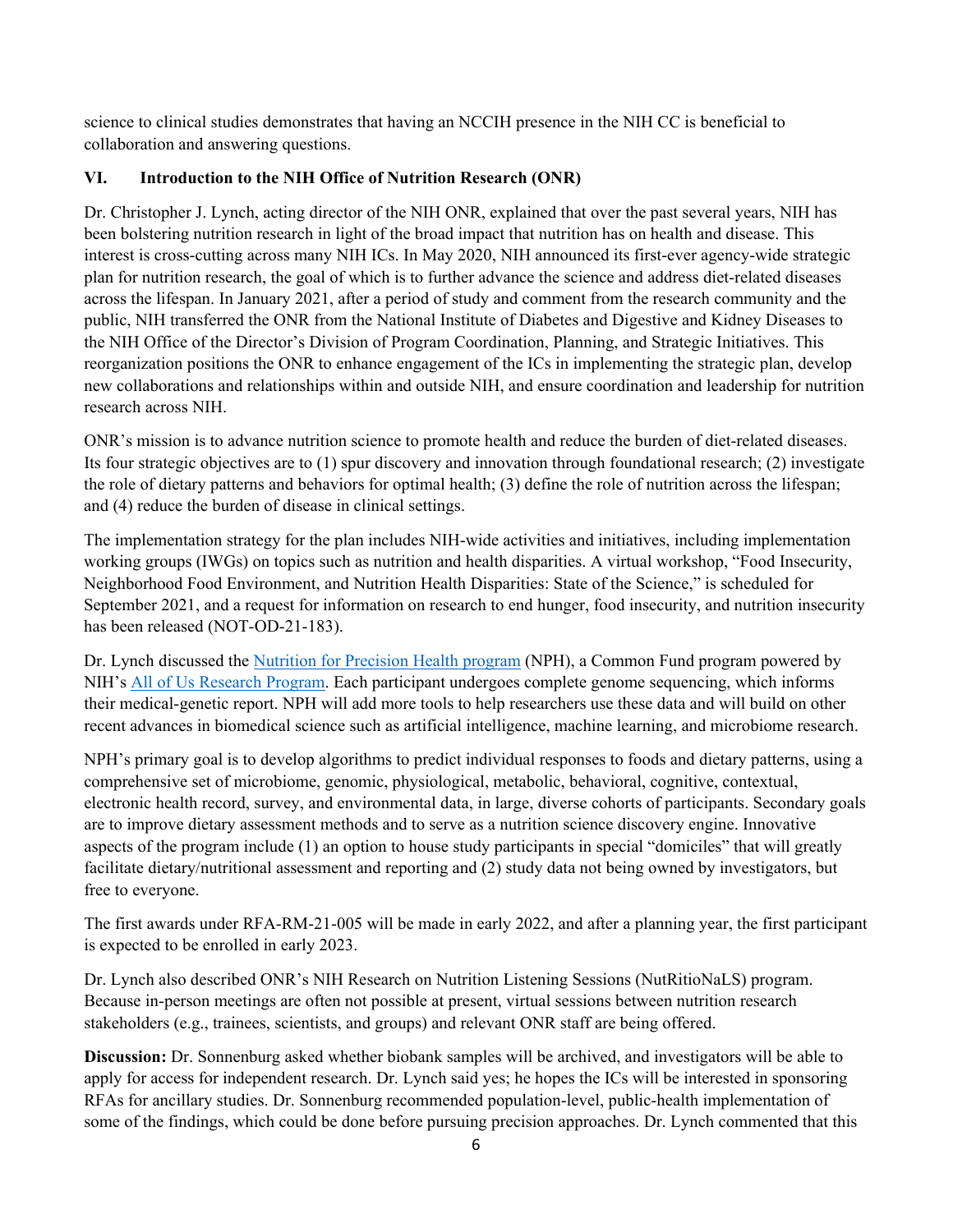science to clinical studies demonstrates that having an NCCIH presence in the NIH CC is beneficial to collaboration and answering questions.

## VI. Introduction to the NIH Office of Nutrition Research (ONR)

Dr. Christopher J. Lynch, acting director of the NIH ONR, explained that over the past several years, NIH has been bolstering nutrition research in light of the broad impact that nutrition has on health and disease. This interest is cross-cutting across many NIH ICs. In May 2020, NIH announced its first-ever agency-wide strategic plan for nutrition research, the goal of which is to further advance the science and address diet-related diseases across the lifespan. In January 2021, after a period of study and comment from the research community and the public, NIH transferred the ONR from the National Institute of Diabetes and Digestive and Kidney Diseases to the NIH Office of the Director's Division of Program Coordination, Planning, and Strategic Initiatives. This reorganization positions the ONR to enhance engagement of the ICs in implementing the strategic plan, develop new collaborations and relationships within and outside NIH, and ensure coordination and leadership for nutrition research across NIH.

ONR's mission is to advance nutrition science to promote health and reduce the burden of diet-related diseases. Its four strategic objectives are to (1) spur discovery and innovation through foundational research; (2) investigate the role of dietary patterns and behaviors for optimal health; (3) define the role of nutrition across the lifespan; and (4) reduce the burden of disease in clinical settings.

The implementation strategy for the plan includes NIH-wide activities and initiatives, including implementation working groups (IWGs) on topics such as nutrition and health disparities. A virtual workshop, "Food Insecurity, Neighborhood Food Environment, and Nutrition Health Disparities: State of the Science," is scheduled for September 2021, and a request for information on research to end hunger, food insecurity, and nutrition insecurity has been released (NOT-OD-21-183).

Dr. Lynch discussed the Nutrition for Precision Health program (NPH), a Common Fund program powered by NIH's All of Us Research Program. Each participant undergoes complete genome sequencing, which informs their medical-genetic report. NPH will add more tools to help researchers use these data and will build on other recent advances in biomedical science such as artificial intelligence, machine learning, and microbiome research.

NPH's primary goal is to develop algorithms to predict individual responses to foods and dietary patterns, using a comprehensive set of microbiome, genomic, physiological, metabolic, behavioral, cognitive, contextual, electronic health record, survey, and environmental data, in large, diverse cohorts of participants. Secondary goals are to improve dietary assessment methods and to serve as a nutrition science discovery engine. Innovative aspects of the program include (1) an option to house study participants in special "domiciles" that will greatly facilitate dietary/nutritional assessment and reporting and (2) study data not being owned by investigators, but free to everyone.

The first awards under RFA-RM-21-005 will be made in early 2022, and after a planning year, the first participant is expected to be enrolled in early 2023.

Dr. Lynch also described ONR's NIH Research on Nutrition Listening Sessions (NutRitioNaLS) program. Because in-person meetings are often not possible at present, virtual sessions between nutrition research stakeholders (e.g., trainees, scientists, and groups) and relevant ONR staff are being offered.

**Discussion:** Dr. Sonnenburg asked whether biobank samples will be archived, and investigators will be able to apply for access for independent research. Dr. Lynch said yes; he hopes the ICs will be interested in sponsoring RFAs for ancillary studies. Dr. Sonnenburg recommended population-level, public-health implementation of some of the findings, which could be done before pursuing precision approaches. Dr. Lynch commented that this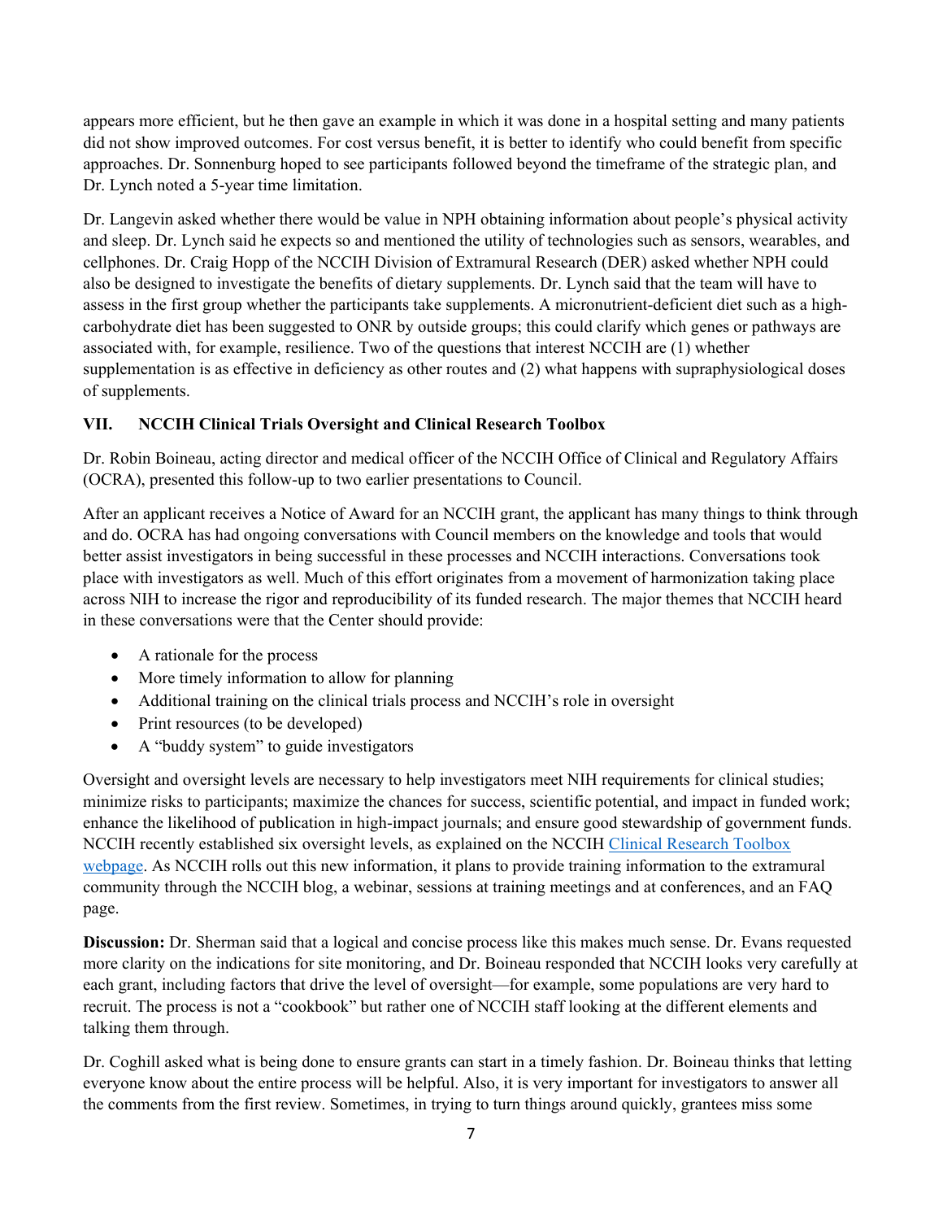appears more efficient, but he then gave an example in which it was done in a hospital setting and many patients did not show improved outcomes. For cost versus benefit, it is better to identify who could benefit from specific approaches. Dr. Sonnenburg hoped to see participants followed beyond the timeframe of the strategic plan, and Dr. Lynch noted a 5-year time limitation.

Dr. Langevin asked whether there would be value in NPH obtaining information about people's physical activity and sleep. Dr. Lynch said he expects so and mentioned the utility of technologies such as sensors, wearables, and cellphones. Dr. Craig Hopp of the NCCIH Division of Extramural Research (DER) asked whether NPH could also be designed to investigate the benefits of dietary supplements. Dr. Lynch said that the team will have to assess in the first group whether the participants take supplements. A micronutrient-deficient diet such as a high-carbohydrate diet has been suggested to ONR by outside groups; this could clarify which genes or pathways are associated with, for example, resilience. Two of the questions that interest NCCIH are (1) whether supplementation is as effective in deficiency as other routes and (2) what happens with supraphysiological doses of supplements.

## VII. NCCIH Clinical Trials Oversight and Clinical Research Toolbox

Dr. Robin Boineau, acting director and medical officer of the NCCIH Office of Clinical and Regulatory Affairs (OCRA), presented this follow-up to two earlier presentations to Council.

After an applicant receives a Notice of Award for an NCCIH grant, the applicant has many things to think through and do. OCRA has had ongoing conversations with Council members on the knowledge and tools that would better assist investigators in being successful in these processes and NCCIH interactions. Conversations took place with investigators as well. Much of this effort originates from a movement of harmonization taking place across NIH to increase the rigor and reproducibility of its funded research. The major themes that NCCIH heard in these conversations were that the Center should provide:

- A rationale for the process
- More timely information to allow for planning
- Additional training on the clinical trials process and NCCIH's role in oversight
- Print resources (to be developed)
- A "buddy system" to guide investigators

Oversight and oversight levels are necessary to help investigators meet NIH requirements for clinical studies; minimize risks to participants; maximize the chances for success, scientific potential, and impact in funded work; enhance the likelihood of publication in high-impact journals; and ensure good stewardship of government funds. NCCIH recently established six oversight levels, as explained on the NCCIH Clinical Research Toolbox webpage. As NCCIH rolls out this new information, it plans to provide training information to the extramural community through the NCCIH blog, a webinar, sessions at training meetings and at conferences, and an FAQ page.

**Discussion:** Dr. Sherman said that a logical and concise process like this makes much sense. Dr. Evans requested more clarity on the indications for site monitoring, and Dr. Boineau responded that NCCIH looks very carefully at each grant, including factors that drive the level of oversight—for example, some populations are very hard to recruit. The process is not a "cookbook" but rather one of NCCIH staff looking at the different elements and talking them through.

Dr. Coghill asked what is being done to ensure grants can start in a timely fashion. Dr. Boineau thinks that letting everyone know about the entire process will be helpful. Also, it is very important for investigators to answer all the comments from the first review. Sometimes, in trying to turn things around quickly, grantees miss some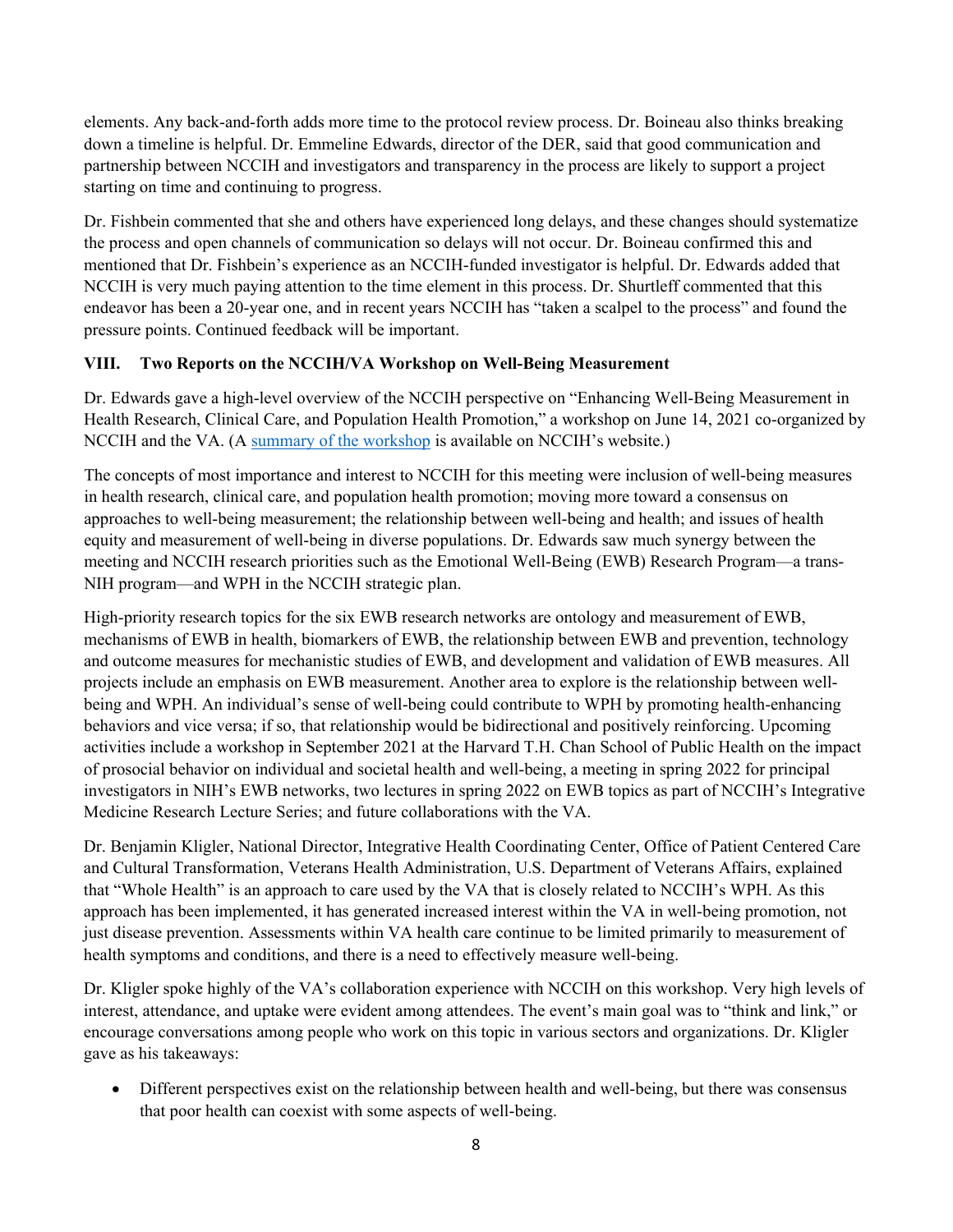elements. Any back-and-forth adds more time to the protocol review process. Dr. Boineau also thinks breaking down a timeline is helpful. Dr. Emmeline Edwards, director of the DER, said that good communication and partnership between NCCIH and investigators and transparency in the process are likely to support a project starting on time and continuing to progress.

Dr. Fishbein commented that she and others have experienced long delays, and these changes should systematize the process and open channels of communication so delays will not occur. Dr. Boineau confirmed this and mentioned that Dr. Fishbein's experience as an NCCIH-funded investigator is helpful. Dr. Edwards added that NCCIH is very much paying attention to the time element in this process. Dr. Shurtleff commented that this endeavor has been a 20-year one, and in recent years NCCIH has "taken a scalpel to the process" and found the pressure points. Continued feedback will be important.

## VIII. Two Reports on the NCCIH/VA Workshop on Well-Being Measurement

Dr. Edwards gave a high-level overview of the NCCIH perspective on "Enhancing Well-Being Measurement in Health Research, Clinical Care, and Population Health Promotion," a workshop on June 14, 2021 co-organized by NCCIH and the VA. (A summary of the workshop is available on NCCIH's website.)

The concepts of most importance and interest to NCCIH for this meeting were inclusion of well-being measures in health research, clinical care, and population health promotion; moving more toward a consensus on approaches to well-being measurement; the relationship between well-being and health; and issues of health equity and measurement of well-being in diverse populations. Dr. Edwards saw much synergy between the meeting and NCCIH research priorities such as the Emotional Well-Being (EWB) Research Program—a trans-NIH program—and WPH in the NCCIH strategic plan.

High-priority research topics for the six EWB research networks are ontology and measurement of EWB, mechanisms of EWB in health, biomarkers of EWB, the relationship between EWB and prevention, technology and outcome measures for mechanistic studies of EWB, and development and validation of EWB measures. All projects include an emphasis on EWB measurement. Another area to explore is the relationship between well-being and WPH. An individual's sense of well-being could contribute to WPH by promoting health-enhancing behaviors and vice versa; if so, that relationship would be bidirectional and positively reinforcing. Upcoming activities include a workshop in September 2021 at the Harvard T.H. Chan School of Public Health on the impact of prosocial behavior on individual and societal health and well-being, a meeting in spring 2022 for principal investigators in NIH's EWB networks, two lectures in spring 2022 on EWB topics as part of NCCIH's Integrative Medicine Research Lecture Series; and future collaborations with the VA.

Dr. Benjamin Kligler, National Director, Integrative Health Coordinating Center, Office of Patient Centered Care and Cultural Transformation, Veterans Health Administration, U.S. Department of Veterans Affairs, explained that "Whole Health" is an approach to care used by the VA that is closely related to NCCIH's WPH. As this approach has been implemented, it has generated increased interest within the VA in well-being promotion, not just disease prevention. Assessments within VA health care continue to be limited primarily to measurement of health symptoms and conditions, and there is a need to effectively measure well-being.

Dr. Kligler spoke highly of the VA's collaboration experience with NCCIH on this workshop. Very high levels of interest, attendance, and uptake were evident among attendees. The event's main goal was to "think and link," or encourage conversations among people who work on this topic in various sectors and organizations. Dr. Kligler gave as his takeaways:

- Different perspectives exist on the relationship between health and well-being, but there was consensus that poor health can coexist with some aspects of well-being.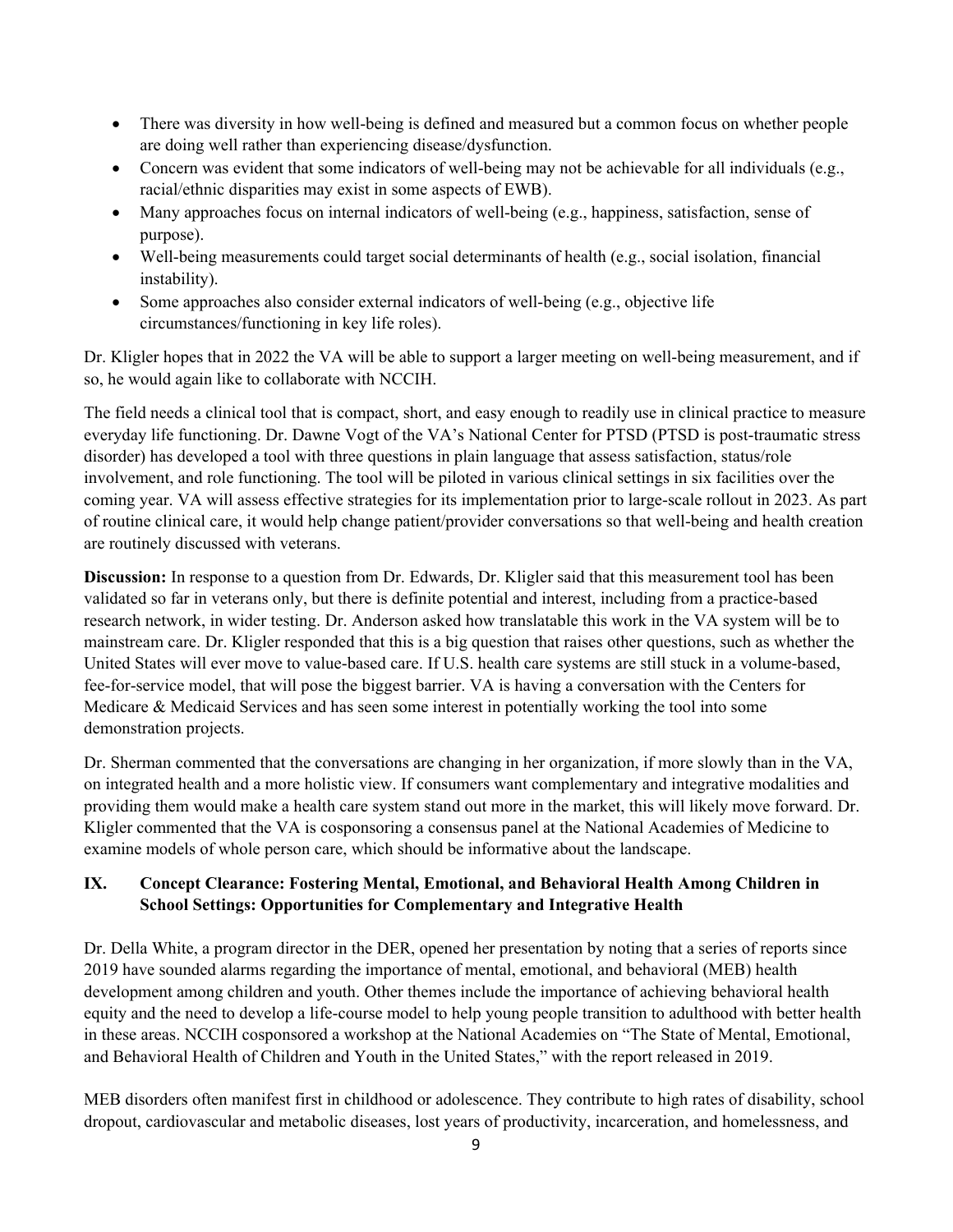- There was diversity in how well-being is defined and measured but a common focus on whether people are doing well rather than experiencing disease/dysfunction.
- Concern was evident that some indicators of well-being may not be achievable for all individuals (e.g., racial/ethnic disparities may exist in some aspects of EWB).
- Many approaches focus on internal indicators of well-being (e.g., happiness, satisfaction, sense of purpose).
- Well-being measurements could target social determinants of health (e.g., social isolation, financial instability).
- Some approaches also consider external indicators of well-being (e.g., objective life circumstances/functioning in key life roles).

Dr. Kligler hopes that in 2022 the VA will be able to support a larger meeting on well-being measurement, and if so, he would again like to collaborate with NCCIH.

The field needs a clinical tool that is compact, short, and easy enough to readily use in clinical practice to measure everyday life functioning. Dr. Dawne Vogt of the VA's National Center for PTSD (PTSD is post-traumatic stress disorder) has developed a tool with three questions in plain language that assess satisfaction, status/role involvement, and role functioning. The tool will be piloted in various clinical settings in six facilities over the coming year. VA will assess effective strategies for its implementation prior to large-scale rollout in 2023. As part of routine clinical care, it would help change patient/provider conversations so that well-being and health creation are routinely discussed with veterans.

**Discussion:** In response to a question from Dr. Edwards, Dr. Kligler said that this measurement tool has been validated so far in veterans only, but there is definite potential and interest, including from a practice-based research network, in wider testing. Dr. Anderson asked how translatable this work in the VA system will be to mainstream care. Dr. Kligler responded that this is a big question that raises other questions, such as whether the United States will ever move to value-based care. If U.S. health care systems are still stuck in a volume-based, fee-for-service model, that will pose the biggest barrier. VA is having a conversation with the Centers for Medicare & Medicaid Services and has seen some interest in potentially working the tool into some demonstration projects.

Dr. Sherman commented that the conversations are changing in her organization, if more slowly than in the VA, on integrated health and a more holistic view. If consumers want complementary and integrative modalities and providing them would make a health care system stand out more in the market, this will likely move forward. Dr. Kligler commented that the VA is cosponsoring a consensus panel at the National Academies of Medicine to examine models of whole person care, which should be informative about the landscape.

## IX. Concept Clearance: Fostering Mental, Emotional, and Behavioral Health Among Children in School Settings: Opportunities for Complementary and Integrative Health

Dr. Della White, a program director in the DER, opened her presentation by noting that a series of reports since 2019 have sounded alarms regarding the importance of mental, emotional, and behavioral (MEB) health development among children and youth. Other themes include the importance of achieving behavioral health equity and the need to develop a life-course model to help young people transition to adulthood with better health in these areas. NCCIH cosponsored a workshop at the National Academies on "The State of Mental, Emotional, and Behavioral Health of Children and Youth in the United States," with the report released in 2019.

MEB disorders often manifest first in childhood or adolescence. They contribute to high rates of disability, school dropout, cardiovascular and metabolic diseases, lost years of productivity, incarceration, and homelessness, and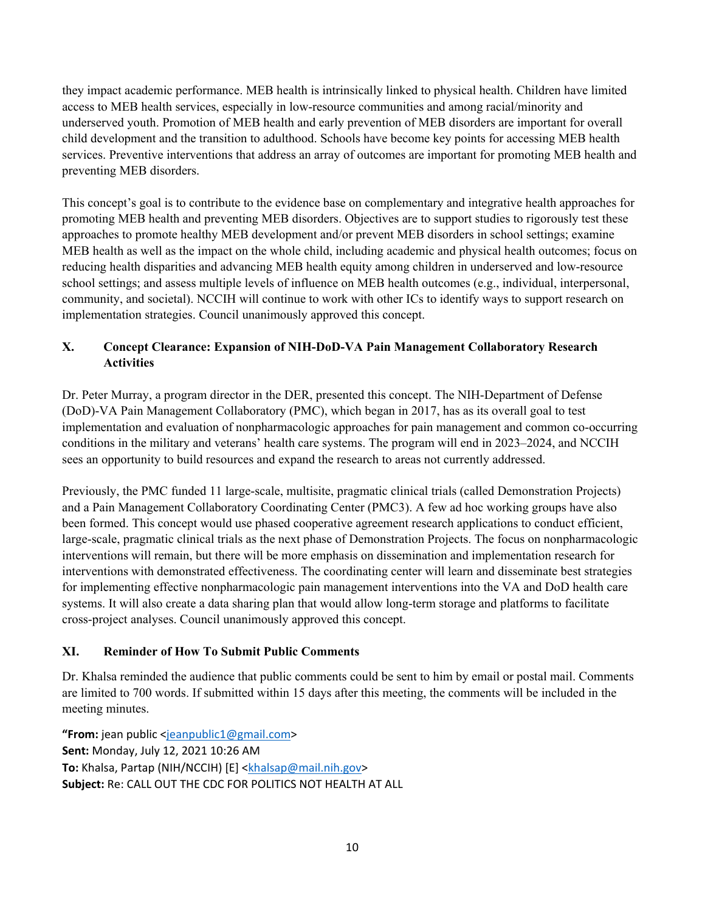they impact academic performance. MEB health is intrinsically linked to physical health. Children have limited access to MEB health services, especially in low-resource communities and among racial/minority and underserved youth. Promotion of MEB health and early prevention of MEB disorders are important for overall child development and the transition to adulthood. Schools have become key points for accessing MEB health services. Preventive interventions that address an array of outcomes are important for promoting MEB health and preventing MEB disorders.

This concept's goal is to contribute to the evidence base on complementary and integrative health approaches for promoting MEB health and preventing MEB disorders. Objectives are to support studies to rigorously test these approaches to promote healthy MEB development and/or prevent MEB disorders in school settings; examine MEB health as well as the impact on the whole child, including academic and physical health outcomes; focus on reducing health disparities and advancing MEB health equity among children in underserved and low-resource school settings; and assess multiple levels of influence on MEB health outcomes (e.g., individual, interpersonal, community, and societal). NCCIH will continue to work with other ICs to identify ways to support research on implementation strategies. Council unanimously approved this concept.

## X. Concept Clearance: Expansion of NIH-DoD-VA Pain Management Collaboratory Research Activities

Dr. Peter Murray, a program director in the DER, presented this concept. The NIH-Department of Defense (DoD)-VA Pain Management Collaboratory (PMC), which began in 2017, has as its overall goal to test implementation and evaluation of nonpharmacologic approaches for pain management and common co-occurring conditions in the military and veterans' health care systems. The program will end in 2023–2024, and NCCIH sees an opportunity to build resources and expand the research to areas not currently addressed.

Previously, the PMC funded 11 large-scale, multisite, pragmatic clinical trials (called Demonstration Projects) and a Pain Management Collaboratory Coordinating Center (PMC3). A few ad hoc working groups have also been formed. This concept would use phased cooperative agreement research applications to conduct efficient, large-scale, pragmatic clinical trials as the next phase of Demonstration Projects. The focus on nonpharmacologic interventions will remain, but there will be more emphasis on dissemination and implementation research for interventions with demonstrated effectiveness. The coordinating center will learn and disseminate best strategies for implementing effective nonpharmacologic pain management interventions into the VA and DoD health care systems. It will also create a data sharing plan that would allow long-term storage and platforms to facilitate cross-project analyses. Council unanimously approved this concept.

## XI. Reminder of How To Submit Public Comments

Dr. Khalsa reminded the audience that public comments could be sent to him by email or postal mail. Comments are limited to 700 words. If submitted within 15 days after this meeting, the comments will be included in the meeting minutes.

"**From:** jean public <jeanpublic1@gmail.com>
**Sent:** Monday, July 12, 2021 10:26 AM
**To:** Khalsa, Partap (NIH/NCCIH) [E] <khalsap@mail.nih.gov>
**Subject:** Re: CALL OUT THE CDC FOR POLITICS NOT HEALTH AT ALL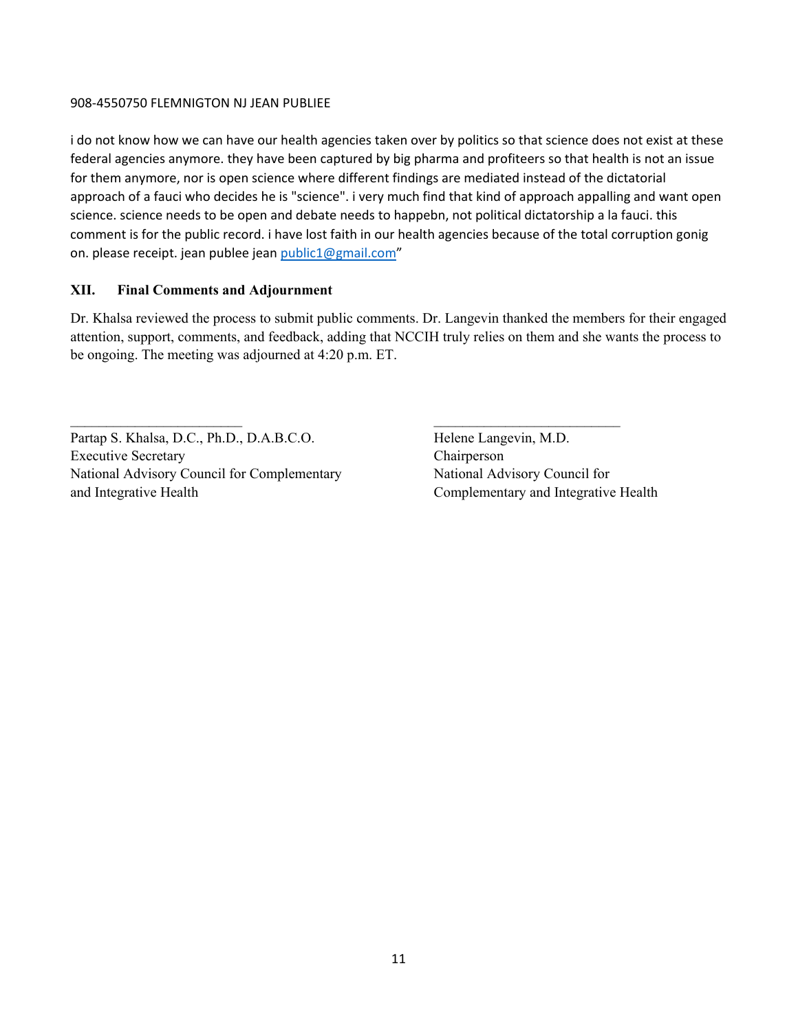908-4550750 FLEMNIGTON NJ JEAN PUBLIEE

i do not know how we can have our health agencies taken over by politics so that science does not exist at these federal agencies anymore. they have been captured by big pharma and profiteers so that health is not an issue for them anymore, nor is open science where different findings are mediated instead of the dictatorial approach of a fauci who decides he is "science". i very much find that kind of approach appalling and want open science. science needs to be open and debate needs to happebn, not political dictatorship a la fauci. this comment is for the public record. i have lost faith in our health agencies because of the total corruption gonig on. please receipt. jean publee jean public1@gmail.com"

## XII. Final Comments and Adjournment

Dr. Khalsa reviewed the process to submit public comments. Dr. Langevin thanked the members for their engaged attention, support, comments, and feedback, adding that NCCIH truly relies on them and she wants the process to be ongoing. The meeting was adjourned at 4:20 p.m. ET.

\_\_\_\_\_\_\_\_\_\_\_\_\_\_\_\_\_\_\_\_\_\_\_\_

Partap S. Khalsa, D.C., Ph.D., D.A.B.C.O.
Executive Secretary
National Advisory Council for Complementary and Integrative Health

\_\_\_\_\_\_\_\_\_\_\_\_\_\_\_\_\_\_\_\_\_\_\_\_

Helene Langevin, M.D.
Chairperson
National Advisory Council for Complementary and Integrative Health